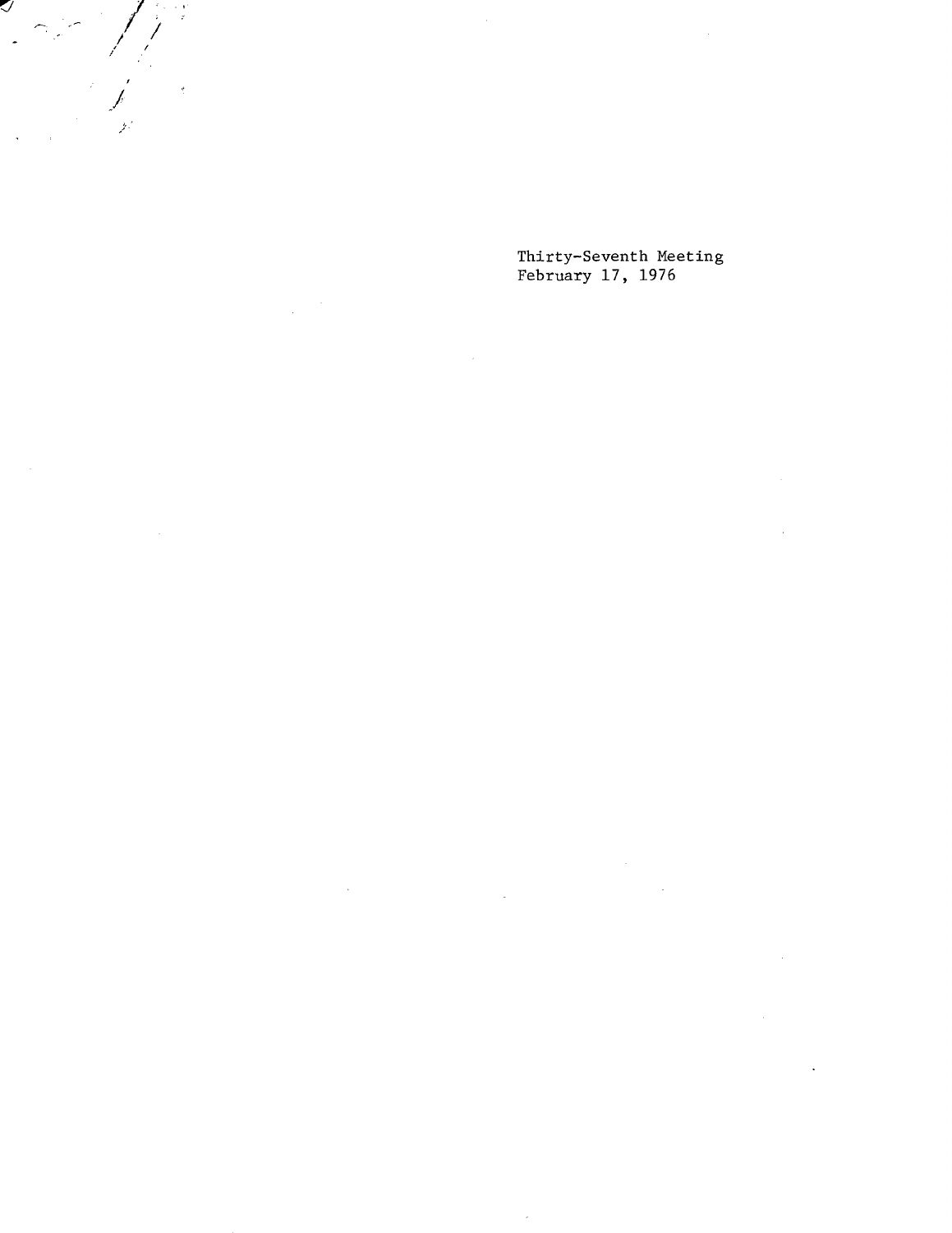Thirty-Seventh Meeting
February 17, 1976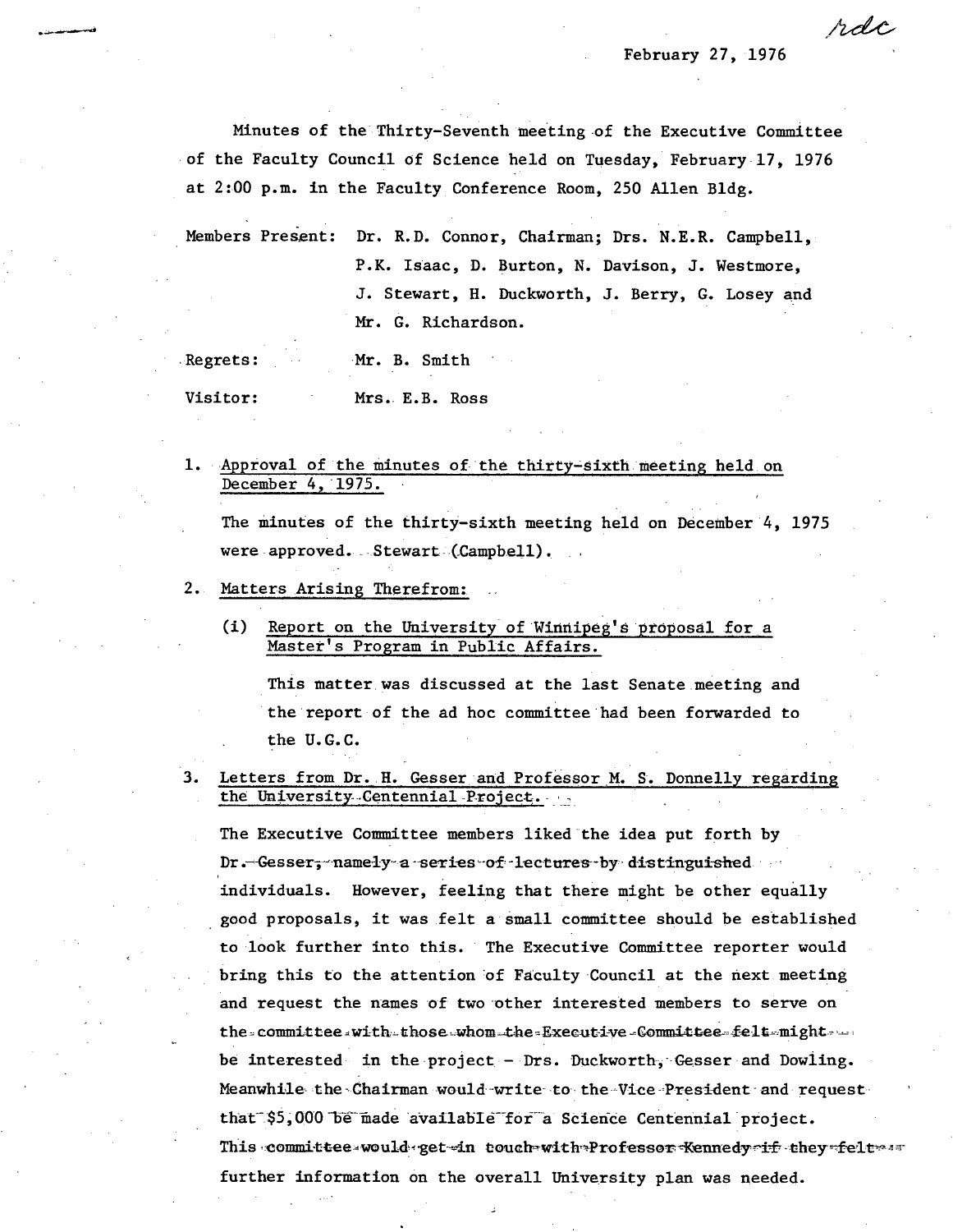rdc

February 27, 1976

Minutes of the Thirty-Seventh meeting of the Executive Committee of the Faculty Council of Science held on Tuesday, February 17, 1976 at 2:00 p.m. in the Faculty Conference Room, 250 Allen Bldg.

Members Present: Dr. R.D. Connor, Chairman; Drs. N.E.R. Campbell, P.K. Isaac, D. Burton, N. Davison, J. Westmore, J. Stewart, H. Duckworth, J. Berry, G. Losey and Mr. G. Richardson.

Regrets: Mr. B. Smith

Visitor: Mrs. E.B. Ross

1. Approval of the minutes of the thirty-sixth meeting held on December 4, 1975.

   The minutes of the thirty-sixth meeting held on December 4, 1975 were approved. Stewart (Campbell).

2. Matters Arising Therefrom:

   (i) Report on the University of Winnipeg's proposal for a Master's Program in Public Affairs.

   This matter was discussed at the last Senate meeting and the report of the ad hoc committee had been forwarded to the U.G.C.

3. Letters from Dr. H. Gesser and Professor M. S. Donnelly regarding the University Centennial Project.

   The Executive Committee members liked the idea put forth by Dr. Gesser, namely a series of lectures by distinguished individuals. However, feeling that there might be other equally good proposals, it was felt a small committee should be established to look further into this. The Executive Committee reporter would bring this to the attention of Faculty Council at the next meeting and request the names of two other interested members to serve on the committee with those whom the Executive Committee felt might be interested in the project - Drs. Duckworth, Gesser and Dowling. Meanwhile the Chairman would write to the Vice-President and request that $5,000 be made available for a Science Centennial project. This committee would get in touch with Professor Kennedy if they felt further information on the overall University plan was needed.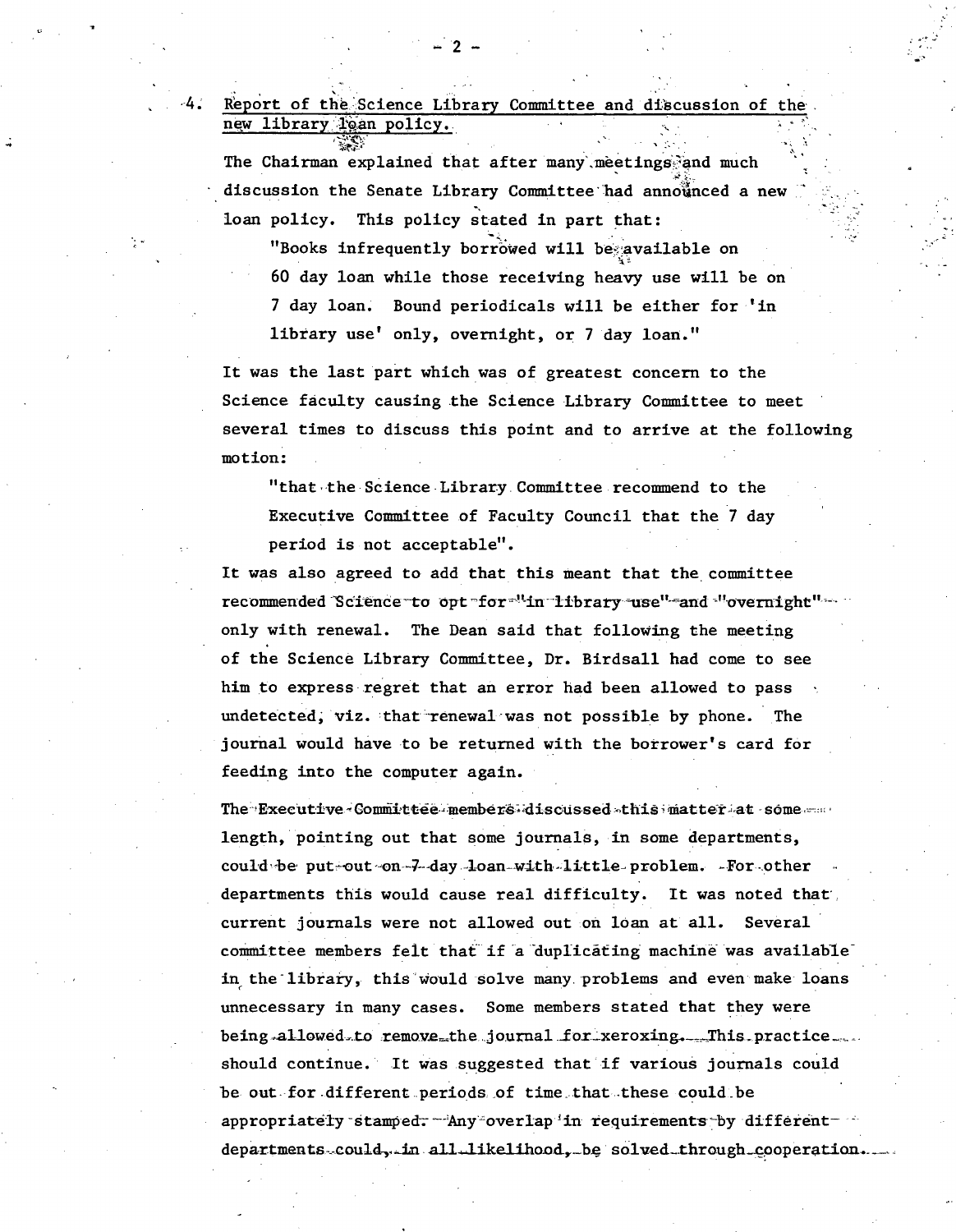4. Report of the Science Library Committee and discussion of the new library loan policy.

The Chairman explained that after many meetings and much discussion the Senate Library Committee had announced a new loan policy. This policy stated in part that:

> "Books infrequently borrowed will be available on 60 day loan while those receiving heavy use will be on 7 day loan. Bound periodicals will be either for 'in library use' only, overnight, or 7 day loan."

It was the last part which was of greatest concern to the Science faculty causing the Science Library Committee to meet several times to discuss this point and to arrive at the following motion:

> "that the Science Library Committee recommend to the Executive Committee of Faculty Council that the 7 day period is not acceptable".

It was also agreed to add that this meant that the committee recommended Science to opt for "in library use" and "overnight" only with renewal. The Dean said that following the meeting of the Science Library Committee, Dr. Birdsall had come to see him to express regret that an error had been allowed to pass undetected, viz. that renewal was not possible by phone. The journal would have to be returned with the borrower's card for feeding into the computer again.

The Executive Committee members discussed this matter at some length, pointing out that some journals, in some departments, could be put out on 7 day loan with little problem. For other departments this would cause real difficulty. It was noted that current journals were not allowed out on loan at all. Several committee members felt that if a duplicating machine was available in the library, this would solve many problems and even make loans unnecessary in many cases. Some members stated that they were being allowed to remove the journal for xeroxing. This practice should continue. It was suggested that if various journals could be out for different periods of time that these could be appropriately stamped. Any overlap in requirements by different departments could, in all likelihood, be solved through cooperation.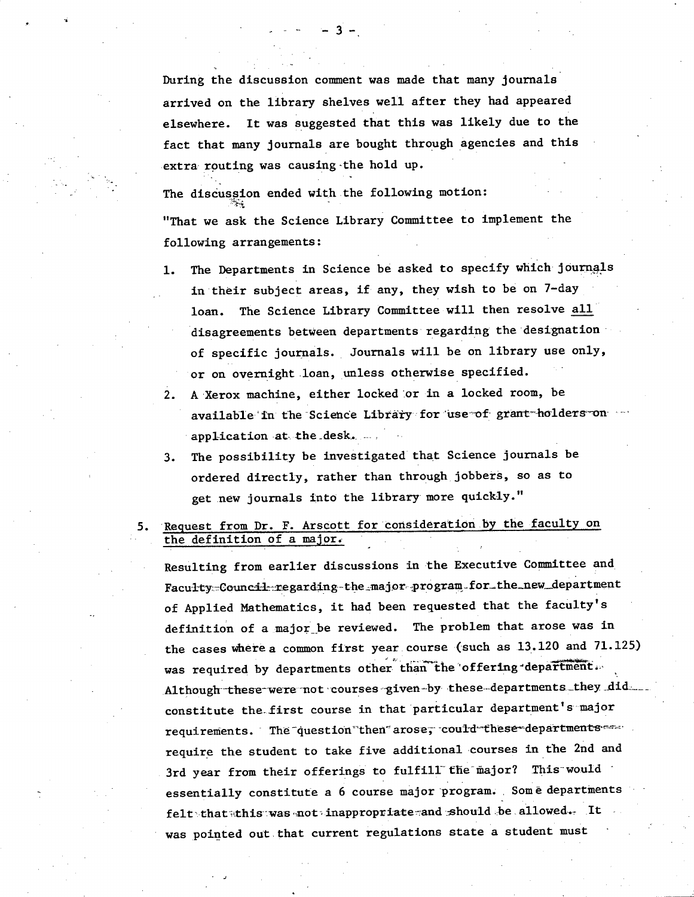During the discussion comment was made that many journals arrived on the library shelves well after they had appeared elsewhere. It was suggested that this was likely due to the fact that many journals are bought through agencies and this extra routing was causing the hold up.

The discussion ended with the following motion:

"That we ask the Science Library Committee to implement the following arrangements:

1. The Departments in Science be asked to specify which journals in their subject areas, if any, they wish to be on 7-day loan. The Science Library Committee will then resolve all disagreements between departments regarding the designation of specific journals. Journals will be on library use only, or on overnight loan, unless otherwise specified.
2. A Xerox machine, either locked or in a locked room, be available in the Science Library for use of grant-holders on application at the desk.
3. The possibility be investigated that Science journals be ordered directly, rather than through jobbers, so as to get new journals into the library more quickly."

5. Request from Dr. F. Arscott for consideration by the faculty on the definition of a major.

Resulting from earlier discussions in the Executive Committee and Faculty Council regarding the major program for the new department of Applied Mathematics, it had been requested that the faculty's definition of a major be reviewed. The problem that arose was in the cases where a common first year course (such as 13.120 and 71.125) was required by departments other than the offering department. Although these were not courses given by these departments they did constitute the first course in that particular department's major requirements. The question then arose, could these departments require the student to take five additional courses in the 2nd and 3rd year from their offerings to fulfill the major? This would essentially constitute a 6 course major program. Some departments felt that this was not inappropriate and should be allowed. It was pointed out that current regulations state a student must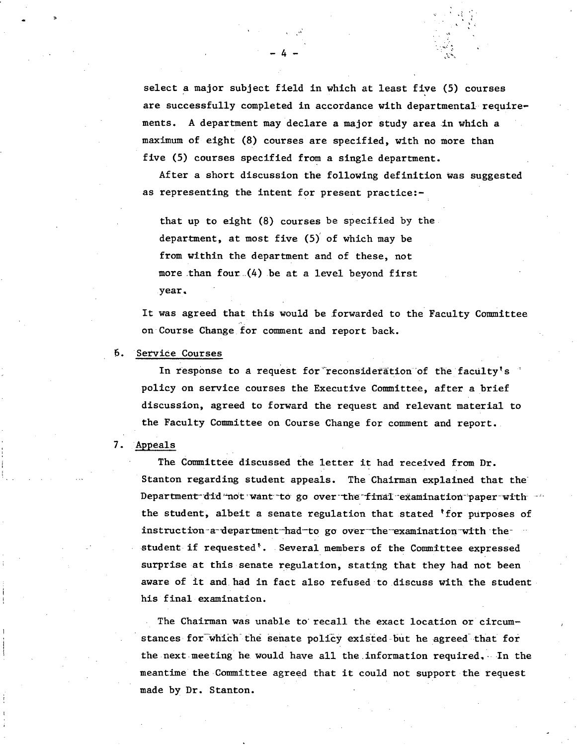select a major subject field in which at least five (5) courses are successfully completed in accordance with departmental requirements. A department may declare a major study area in which a maximum of eight (8) courses are specified, with no more than five (5) courses specified from a single department.

After a short discussion the following definition was suggested as representing the intent for present practice:-

> that up to eight (8) courses be specified by the department, at most five (5) of which may be from within the department and of these, not more than four (4) be at a level beyond first year.

It was agreed that this would be forwarded to the Faculty Committee on Course Change for comment and report back.

6. Service Courses

In response to a request for reconsideration of the faculty's policy on service courses the Executive Committee, after a brief discussion, agreed to forward the request and relevant material to the Faculty Committee on Course Change for comment and report.

7. Appeals

The Committee discussed the letter it had received from Dr. Stanton regarding student appeals. The Chairman explained that the Department did not want to go over the final examination paper with the student, albeit a senate regulation that stated 'for purposes of instruction a department had to go over the examination with the student if requested'. Several members of the Committee expressed surprise at this senate regulation, stating that they had not been aware of it and had in fact also refused to discuss with the student his final examination.

The Chairman was unable to recall the exact location or circumstances for which the senate policy existed but he agreed that for the next meeting he would have all the information required. In the meantime the Committee agreed that it could not support the request made by Dr. Stanton.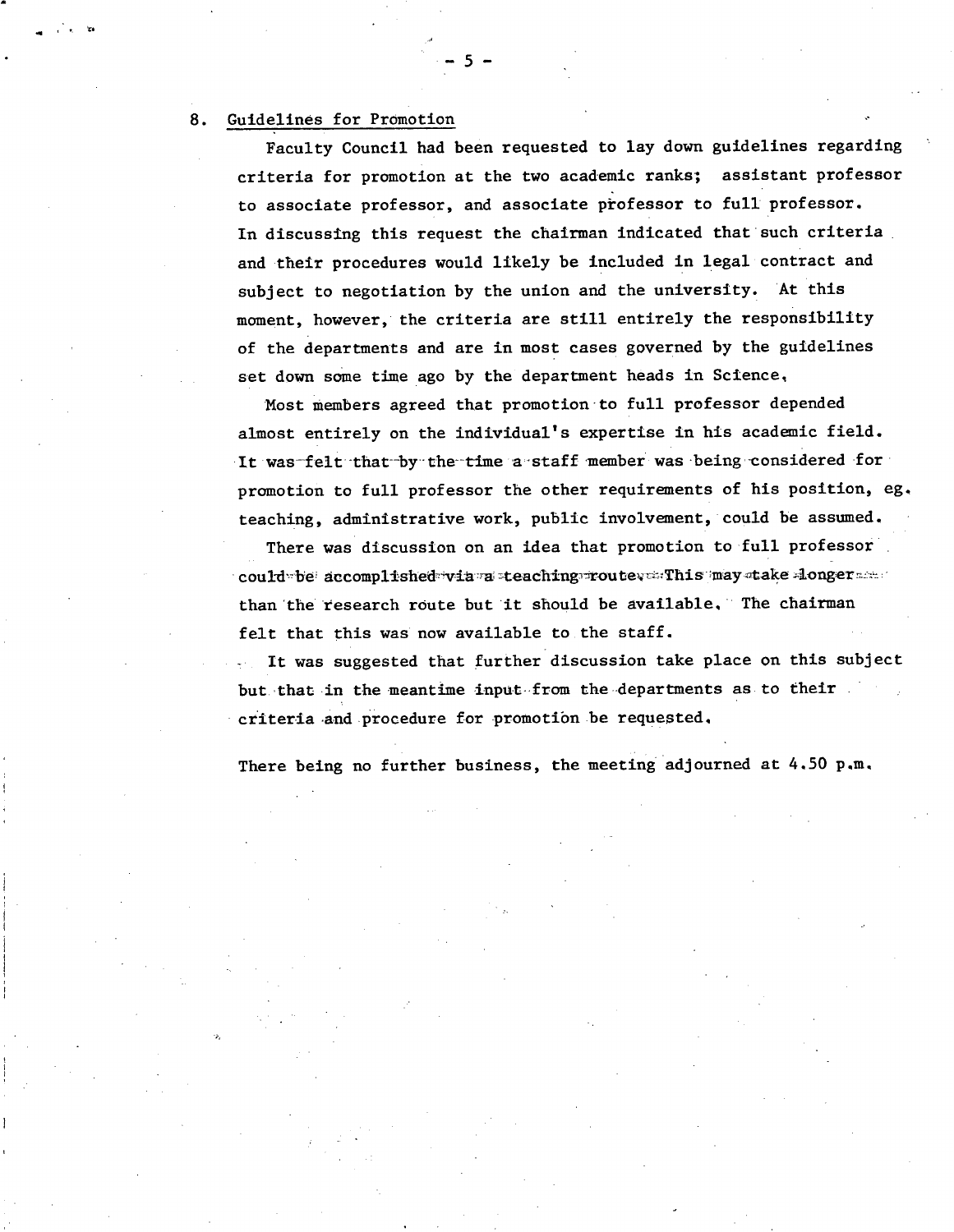## 8. Guidelines for Promotion

Faculty Council had been requested to lay down guidelines regarding criteria for promotion at the two academic ranks; assistant professor to associate professor, and associate professor to full professor. In discussing this request the chairman indicated that such criteria and their procedures would likely be included in legal contract and subject to negotiation by the union and the university. At this moment, however, the criteria are still entirely the responsibility of the departments and are in most cases governed by the guidelines set down some time ago by the department heads in Science.

Most members agreed that promotion to full professor depended almost entirely on the individual's expertise in his academic field. It was felt that by the time a staff member was being considered for promotion to full professor the other requirements of his position, eg. teaching, administrative work, public involvement, could be assumed.

There was discussion on an idea that promotion to full professor could be accomplished via a teaching route. This may take longer than the research route but it should be available. The chairman felt that this was now available to the staff.

It was suggested that further discussion take place on this subject but that in the meantime input from the departments as to their criteria and procedure for promotion be requested.

There being no further business, the meeting adjourned at 4.50 p.m.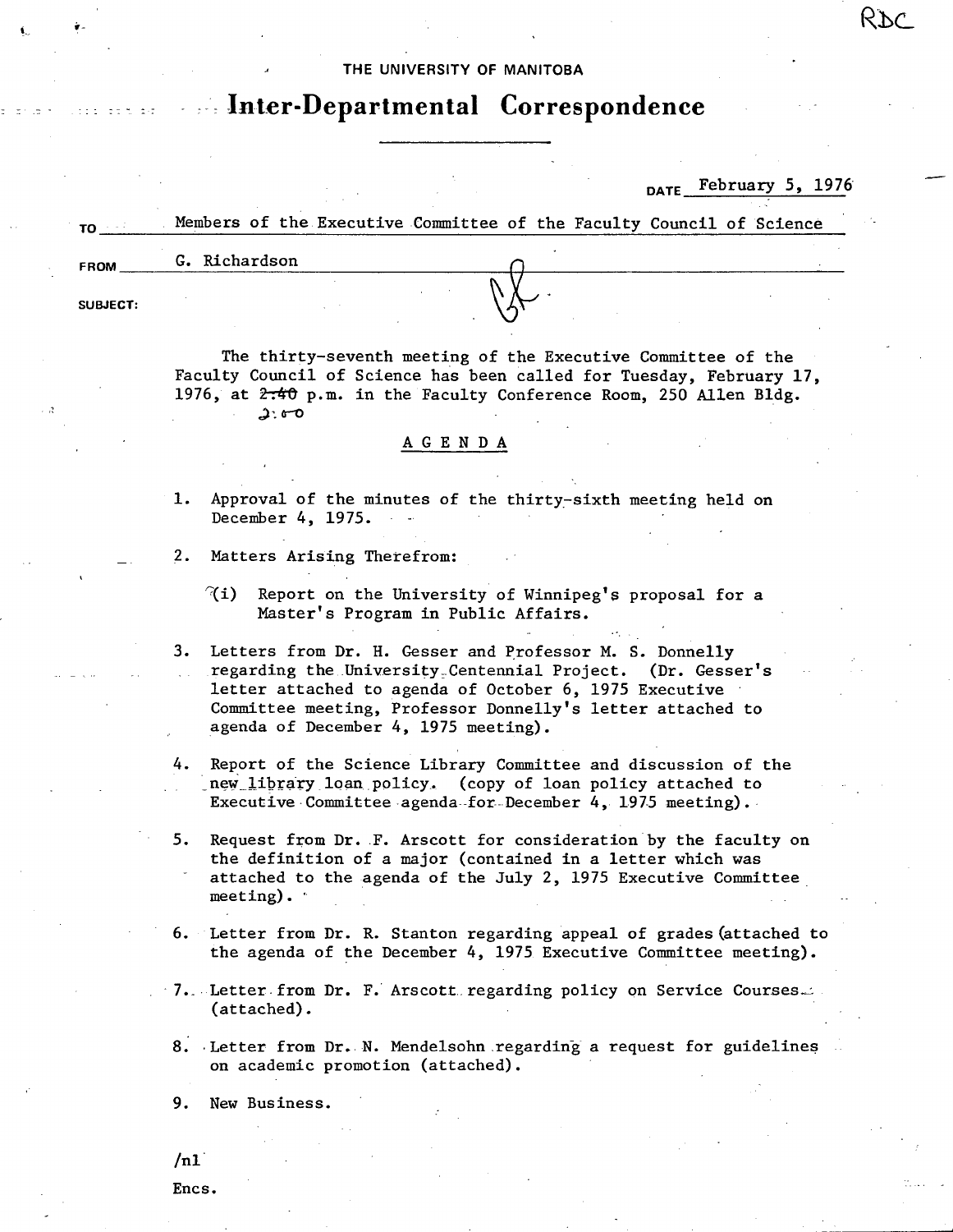RDC

THE UNIVERSITY OF MANITOBA

# Inter-Departmental Correspondence

DATE February 5, 1976

TO Members of the Executive Committee of the Faculty Council of Science

FROM G. Richardson

SUBJECT:

The thirty-seventh meeting of the Executive Committee of the Faculty Council of Science has been called for Tuesday, February 17, 1976, at ~~2:40~~ 2:00 p.m. in the Faculty Conference Room, 250 Allen Bldg.

## AGENDA

1. Approval of the minutes of the thirty-sixth meeting held on December 4, 1975.

2. Matters Arising Therefrom:

   (i) Report on the University of Winnipeg's proposal for a Master's Program in Public Affairs.

3. Letters from Dr. H. Gesser and Professor M. S. Donnelly regarding the University Centennial Project. (Dr. Gesser's letter attached to agenda of October 6, 1975 Executive Committee meeting, Professor Donnelly's letter attached to agenda of December 4, 1975 meeting).

4. Report of the Science Library Committee and discussion of the new library loan policy. (copy of loan policy attached to Executive Committee agenda for December 4, 1975 meeting).

5. Request from Dr. F. Arscott for consideration by the faculty on the definition of a major (contained in a letter which was attached to the agenda of the July 2, 1975 Executive Committee meeting).

6. Letter from Dr. R. Stanton regarding appeal of grades (attached to the agenda of the December 4, 1975 Executive Committee meeting).

7. Letter from Dr. F. Arscott regarding policy on Service Courses (attached).

8. Letter from Dr. N. Mendelsohn regarding a request for guidelines on academic promotion (attached).

9. New Business.

/nl

Encs.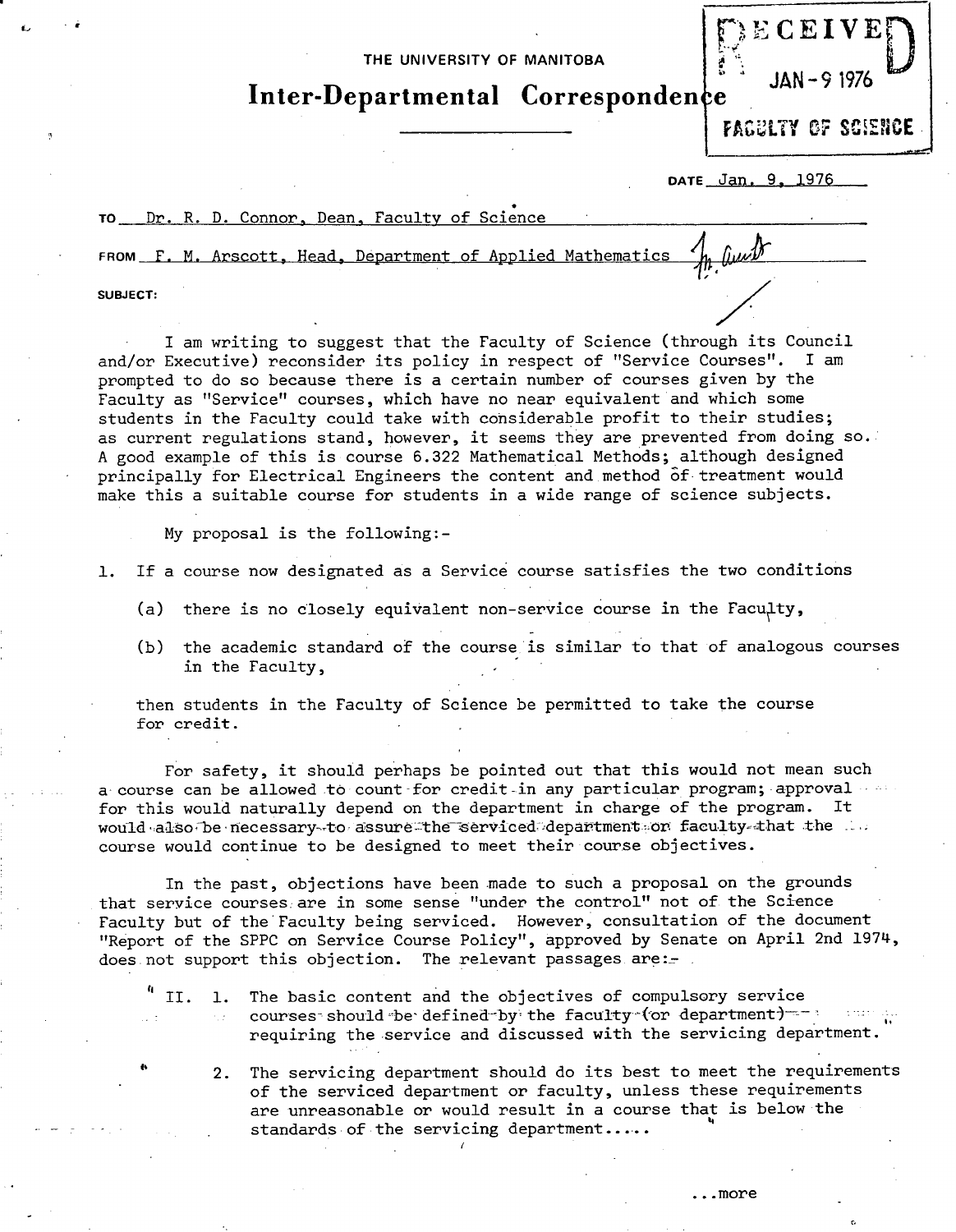THE UNIVERSITY OF MANITOBA

# Inter-Departmental Correspondence

RECEIVED
JAN - 9 1976
FACULTY OF SCIENCE

DATE Jan. 9, 1976

TO Dr. R. D. Connor, Dean, Faculty of Science

FROM F. M. Arscott, Head, Department of Applied Mathematics

SUBJECT:

I am writing to suggest that the Faculty of Science (through its Council and/or Executive) reconsider its policy in respect of "Service Courses". I am prompted to do so because there is a certain number of courses given by the Faculty as "Service" courses, which have no near equivalent and which some students in the Faculty could take with considerable profit to their studies; as current regulations stand, however, it seems they are prevented from doing so. A good example of this is course 6.322 Mathematical Methods; although designed principally for Electrical Engineers the content and method of treatment would make this a suitable course for students in a wide range of science subjects.

My proposal is the following:-

1. If a course now designated as a Service course satisfies the two conditions

   (a) there is no closely equivalent non-service course in the Faculty,

   (b) the academic standard of the course is similar to that of analogous courses in the Faculty,

   then students in the Faculty of Science be permitted to take the course for credit.

For safety, it should perhaps be pointed out that this would not mean such a course can be allowed to count for credit in any particular program; approval for this would naturally depend on the department in charge of the program. It would also be necessary to assure the serviced department or faculty that the course would continue to be designed to meet their course objectives.

In the past, objections have been made to such a proposal on the grounds that service courses are in some sense "under the control" not of the Science Faculty but of the Faculty being serviced. However, consultation of the document "Report of the SPPC on Service Course Policy", approved by Senate on April 2nd 1974, does not support this objection. The relevant passages are:-

" II. 1. The basic content and the objectives of compulsory service courses should be defined by the faculty (or department) requiring the service and discussed with the servicing department.

2. The servicing department should do its best to meet the requirements of the serviced department or faculty, unless these requirements are unreasonable or would result in a course that is below the standards of the servicing department.....

...more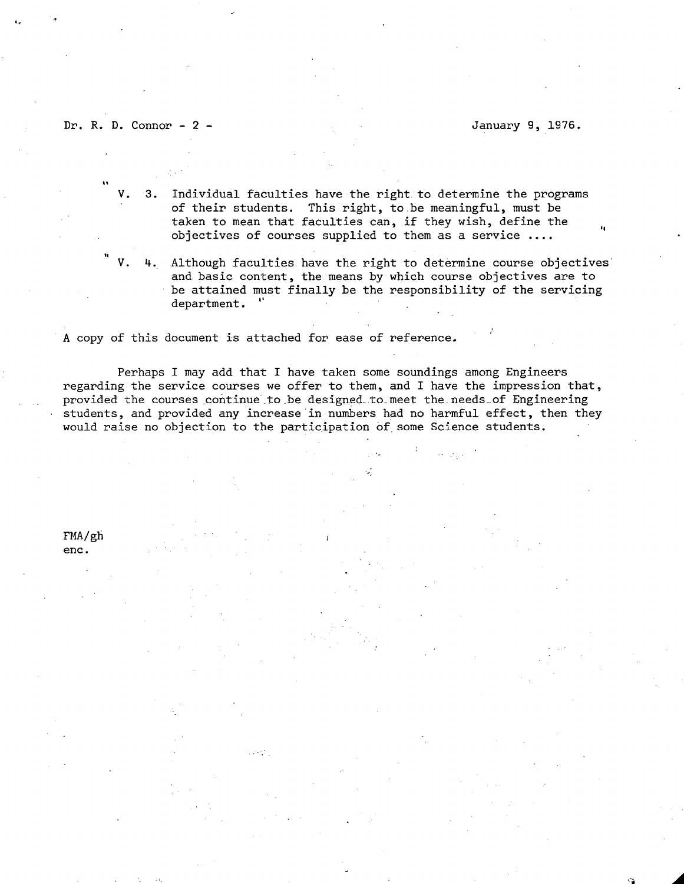"V. 3. Individual faculties have the right to determine the programs of their students. This right, to be meaningful, must be taken to mean that faculties can, if they wish, define the objectives of courses supplied to them as a service ...."

"V. 4. Although faculties have the right to determine course objectives and basic content, the means by which course objectives are to be attained must finally be the responsibility of the servicing department."

A copy of this document is attached for ease of reference.

Perhaps I may add that I have taken some soundings among Engineers regarding the service courses we offer to them, and I have the impression that, provided the courses continue to be designed to meet the needs of Engineering students, and provided any increase in numbers had no harmful effect, then they would raise no objection to the participation of some Science students.

FMA/gh
enc.